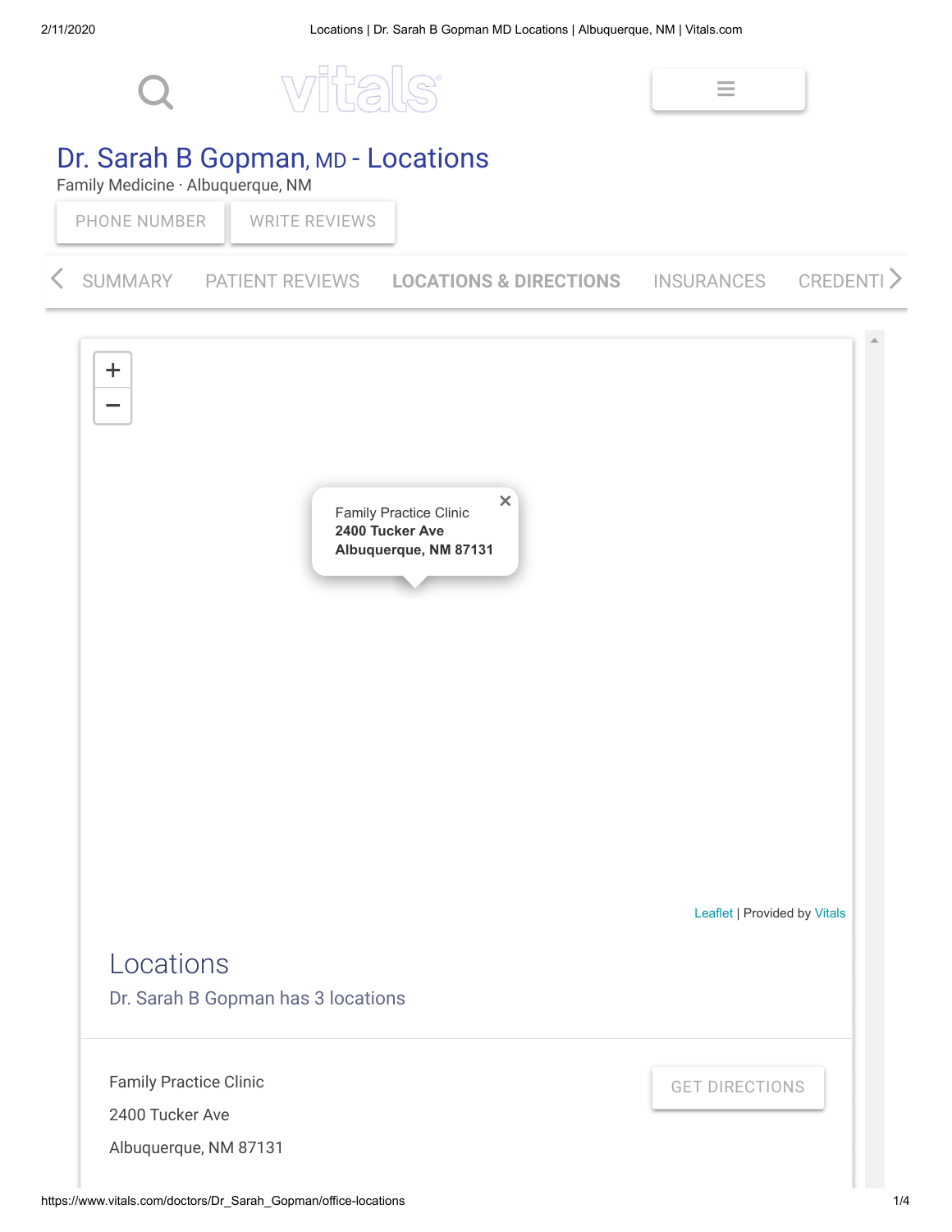# Dr. Sarah B Gopman, MD - Locations

Family Medicine · Albuquerque, NM

PHONE NUMBER | WRITE REVIEWS

SUMMARY | PATIENT REVIEWS | **LOCATIONS & DIRECTIONS** | INSURANCES | CREDENTI

Family Practice Clinic
**2400 Tucker Ave**
**Albuquerque, NM 87131**

Leaflet | Provided by Vitals

## Locations

Dr. Sarah B Gopman has 3 locations

Family Practice Clinic

2400 Tucker Ave

Albuquerque, NM 87131

GET DIRECTIONS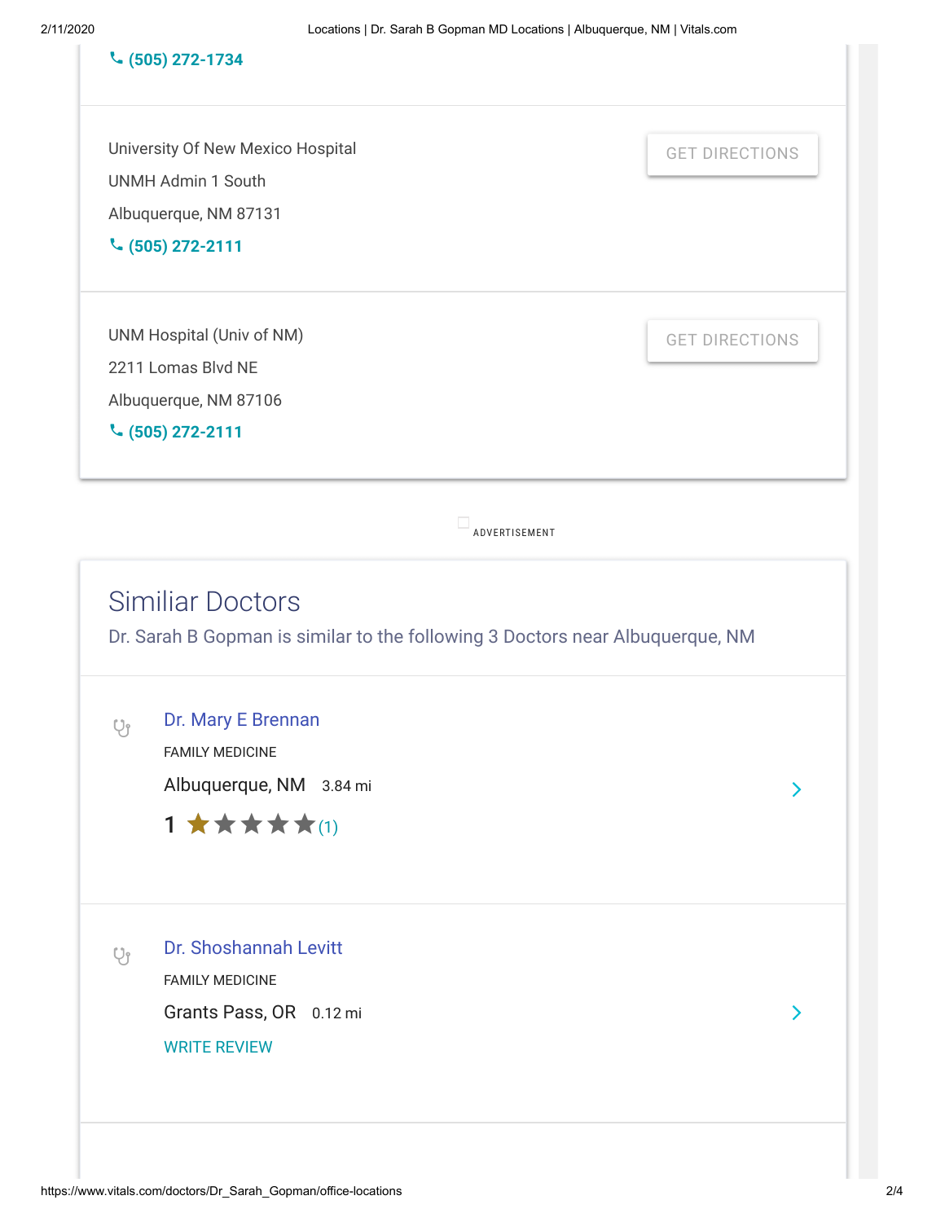(505) 272-1734

University Of New Mexico Hospital
UNMH Admin 1 South
Albuquerque, NM 87131
(505) 272-2111

GET DIRECTIONS

UNM Hospital (Univ of NM)
2211 Lomas Blvd NE
Albuquerque, NM 87106
(505) 272-2111

GET DIRECTIONS

ADVERTISEMENT

## Similiar Doctors

Dr. Sarah B Gopman is similar to the following 3 Doctors near Albuquerque, NM

### Dr. Mary E Brennan

FAMILY MEDICINE

Albuquerque, NM 3.84 mi

1 ★★★★★ (1)

### Dr. Shoshannah Levitt

FAMILY MEDICINE

Grants Pass, OR 0.12 mi

WRITE REVIEW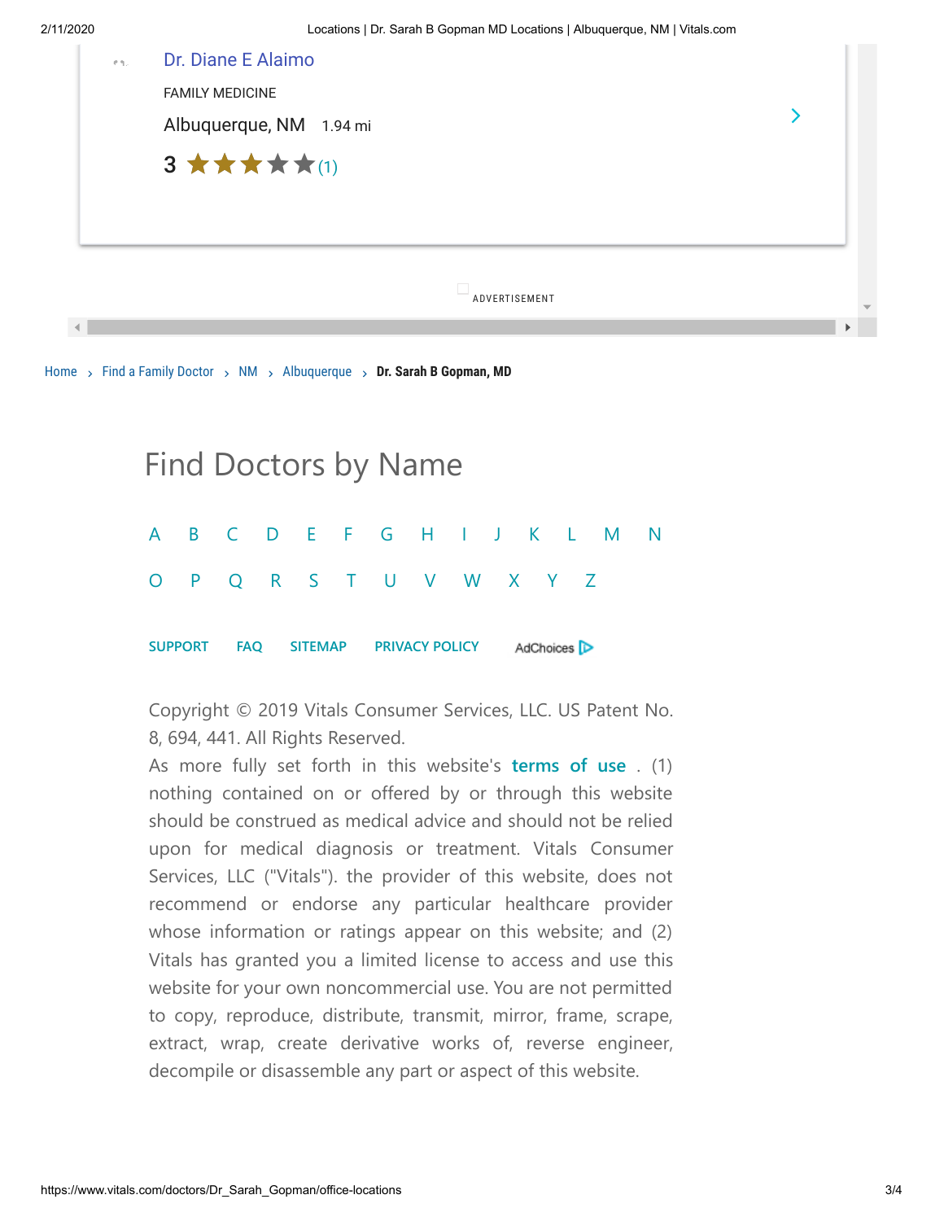Dr. Diane E Alaimo

FAMILY MEDICINE

Albuquerque, NM 1.94 mi

3 ★★★★★ (1)

ADVERTISEMENT

Home › Find a Family Doctor › NM › Albuquerque › **Dr. Sarah B Gopman, MD**

## Find Doctors by Name

A B C D E F G H I J K L M N

O P Q R S T U V W X Y Z

SUPPORT FAQ SITEMAP PRIVACY POLICY AdChoices

Copyright © 2019 Vitals Consumer Services, LLC. US Patent No. 8, 694, 441. All Rights Reserved.

As more fully set forth in this website's **terms of use** . (1) nothing contained on or offered by or through this website should be construed as medical advice and should not be relied upon for medical diagnosis or treatment. Vitals Consumer Services, LLC ("Vitals"). the provider of this website, does not recommend or endorse any particular healthcare provider whose information or ratings appear on this website; and (2) Vitals has granted you a limited license to access and use this website for your own noncommercial use. You are not permitted to copy, reproduce, distribute, transmit, mirror, frame, scrape, extract, wrap, create derivative works of, reverse engineer, decompile or disassemble any part or aspect of this website.